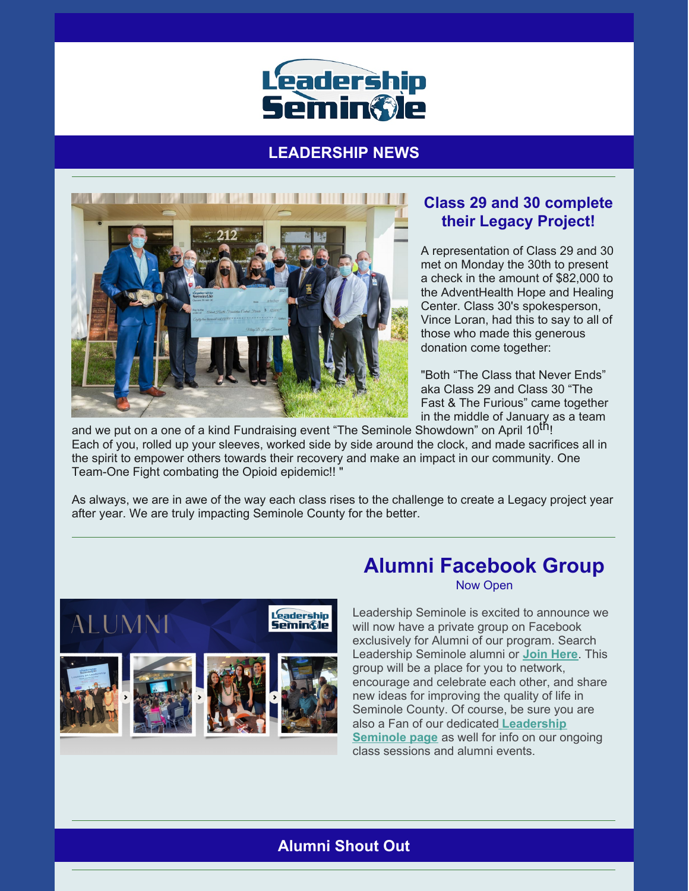# Leadership Seminole

## LEADERSHIP NEWS

### Class 29 and 30 complete their Legacy Project!

A representation of Class 29 and 30 met on Monday the 30th to present a check in the amount of $82,000 to the AdventHealth Hope and Healing Center. Class 30's spokesperson, Vince Loran, had this to say to all of those who made this generous donation come together:

"Both "The Class that Never Ends" aka Class 29 and Class 30 "The Fast & The Furious" came together in the middle of January as a team and we put on a one of a kind Fundraising event "The Seminole Showdown" on April 10th! Each of you, rolled up your sleeves, worked side by side around the clock, and made sacrifices all in the spirit to empower others towards their recovery and make an impact in our community. One Team-One Fight combating the Opioid epidemic!! "

As always, we are in awe of the way each class rises to the challenge to create a Legacy project year after year. We are truly impacting Seminole County for the better.

## Alumni Facebook Group

Now Open

Leadership Seminole is excited to announce we will now have a private group on Facebook exclusively for Alumni of our program. Search Leadership Seminole alumni or **Join Here**. This group will be a place for you to network, encourage and celebrate each other, and share new ideas for improving the quality of life in Seminole County. Of course, be sure you are also a Fan of our dedicated **Leadership Seminole page** as well for info on our ongoing class sessions and alumni events.

## Alumni Shout Out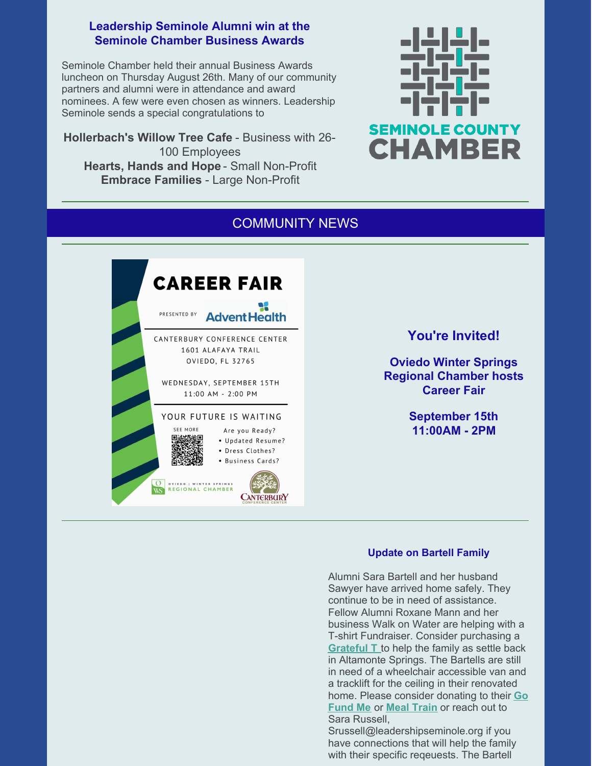### Leadership Seminole Alumni win at the Seminole Chamber Business Awards

Seminole Chamber held their annual Business Awards luncheon on Thursday August 26th. Many of our community partners and alumni were in attendance and award nominees. A few were even chosen as winners. Leadership Seminole sends a special congratulations to

**Hollerbach's Willow Tree Cafe** - Business with 26-100 Employees
**Hearts, Hands and Hope** - Small Non-Profit
**Embrace Families** - Large Non-Profit

SEMINOLE COUNTY CHAMBER

---

## COMMUNITY NEWS

---

CAREER FAIR

PRESENTED BY AdventHealth

CANTERBURY CONFERENCE CENTER
1601 ALAFAYA TRAIL
OVIEDO, FL 32765

WEDNESDAY, SEPTEMBER 15TH
11:00 AM - 2:00 PM

YOUR FUTURE IS WAITING

SEE MORE

Are you Ready?
- Updated Resume?
- Dress Clothes?
- Business Cards?

OVIEDO | WINTER SPRINGS REGIONAL CHAMBER

CANTERBURY CONFERENCE CENTER

### You're Invited!

**Oviedo Winter Springs Regional Chamber hosts Career Fair**

**September 15th**
**11:00AM - 2PM**

---

### Update on Bartell Family

Alumni Sara Bartell and her husband Sawyer have arrived home safely. They continue to be in need of assistance. Fellow Alumni Roxane Mann and her business Walk on Water are helping with a T-shirt Fundraiser. Consider purchasing a **Grateful T** to help the family as settle back in Altamonte Springs. The Bartells are still in need of a wheelchair accessible van and a tracklift for the ceiling in their renovated home. Please consider donating to their **Go Fund Me** or **Meal Train** or reach out to Sara Russell, Srussell@leadershipseminole.org if you have connections that will help the family with their specific reqeuests. The Bartell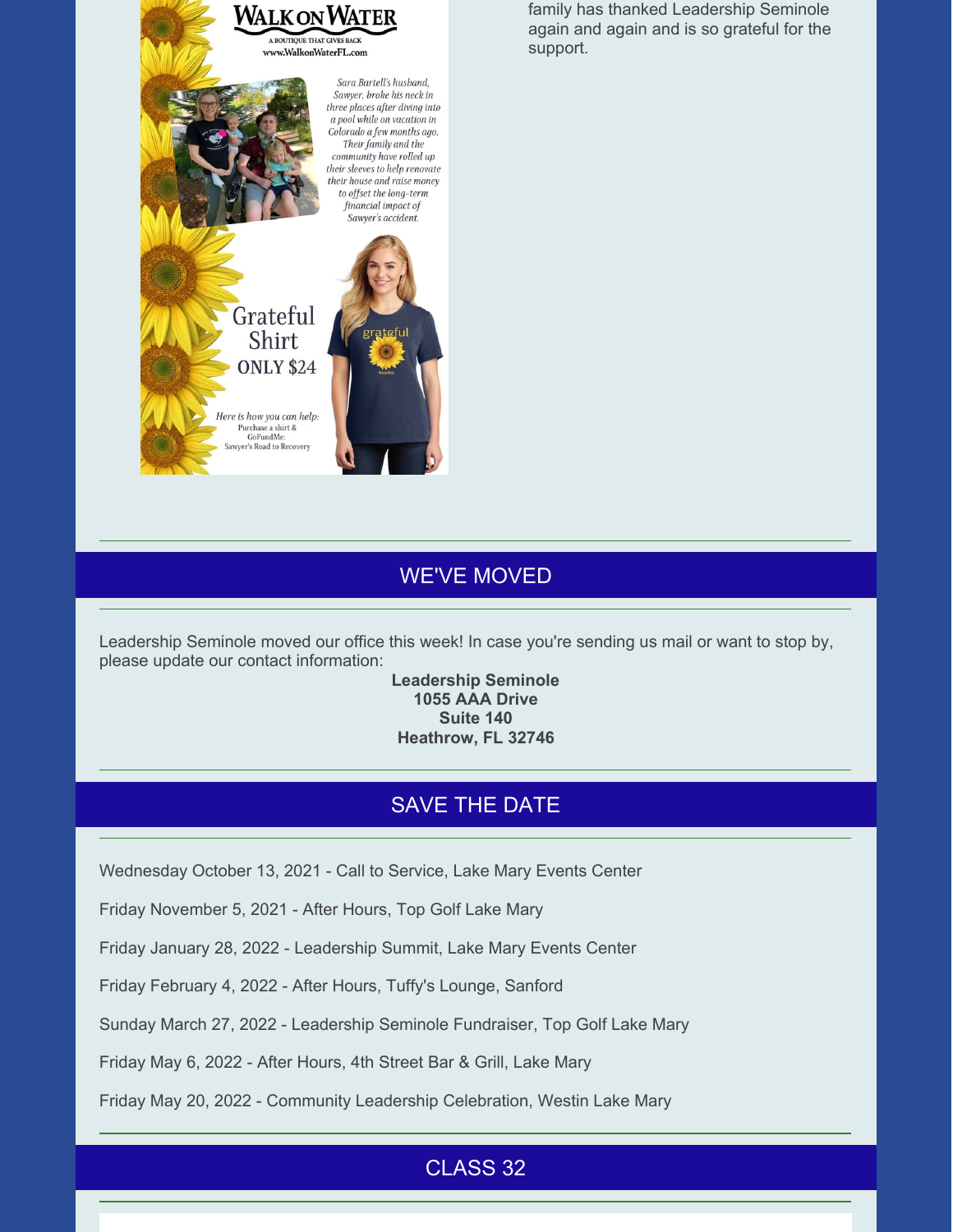WALK ON WATER

A BOUTIQUE THAT GIVES BACK

www.WalkonWaterFL.com

*Sara Bartell's husband, Sawyer, broke his neck in three places after diving into a pool while on vacation in Colorado a few months ago. Their family and the community have rolled up their sleeves to help renovate their house and raise money to offset the long-term financial impact of Sawyer's accident.*

Grateful Shirt ONLY $24

*Here is how you can help:*
Purchase a shirt &
GoFundMe:
Sawyer's Road to Recovery

family has thanked Leadership Seminole again and again and is so grateful for the support.

## WE'VE MOVED

Leadership Seminole moved our office this week! In case you're sending us mail or want to stop by, please update our contact information:

**Leadership Seminole**
**1055 AAA Drive**
**Suite 140**
**Heathrow, FL 32746**

## SAVE THE DATE

Wednesday October 13, 2021 - Call to Service, Lake Mary Events Center

Friday November 5, 2021 - After Hours, Top Golf Lake Mary

Friday January 28, 2022 - Leadership Summit, Lake Mary Events Center

Friday February 4, 2022 - After Hours, Tuffy's Lounge, Sanford

Sunday March 27, 2022 - Leadership Seminole Fundraiser, Top Golf Lake Mary

Friday May 6, 2022 - After Hours, 4th Street Bar & Grill, Lake Mary

Friday May 20, 2022 - Community Leadership Celebration, Westin Lake Mary

## CLASS 32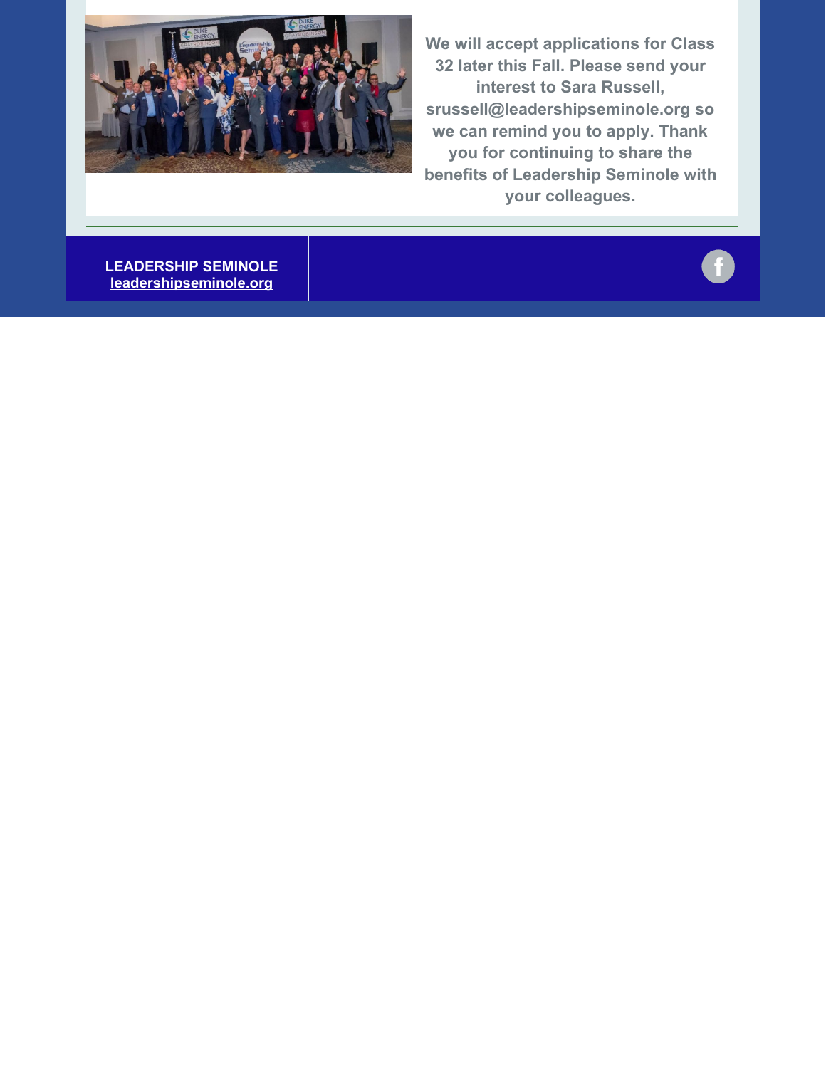**We will accept applications for Class 32 later this Fall. Please send your interest to Sara Russell, srussell@leadershipseminole.org so we can remind you to apply. Thank you for continuing to share the benefits of Leadership Seminole with your colleagues.**

---

**LEADERSHIP SEMINOLE**
**leadershipseminole.org**